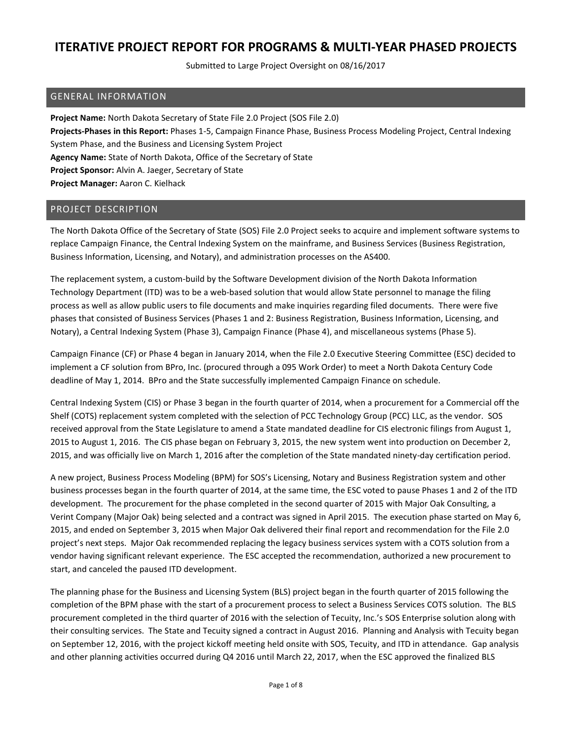# ITERATIVE PROJECT REPORT FOR PROGRAMS & MULTI-YEAR PHASED PROJECTS

Submitted to Large Project Oversight on 08/16/2017

## GENERAL INFORMATION

**Project Name:** North Dakota Secretary of State File 2.0 Project (SOS File 2.0)
**Projects-Phases in this Report:** Phases 1-5, Campaign Finance Phase, Business Process Modeling Project, Central Indexing System Phase, and the Business and Licensing System Project
**Agency Name:** State of North Dakota, Office of the Secretary of State
**Project Sponsor:** Alvin A. Jaeger, Secretary of State
**Project Manager:** Aaron C. Kielhack

## PROJECT DESCRIPTION

The North Dakota Office of the Secretary of State (SOS) File 2.0 Project seeks to acquire and implement software systems to replace Campaign Finance, the Central Indexing System on the mainframe, and Business Services (Business Registration, Business Information, Licensing, and Notary), and administration processes on the AS400.

The replacement system, a custom-build by the Software Development division of the North Dakota Information Technology Department (ITD) was to be a web-based solution that would allow State personnel to manage the filing process as well as allow public users to file documents and make inquiries regarding filed documents. There were five phases that consisted of Business Services (Phases 1 and 2: Business Registration, Business Information, Licensing, and Notary), a Central Indexing System (Phase 3), Campaign Finance (Phase 4), and miscellaneous systems (Phase 5).

Campaign Finance (CF) or Phase 4 began in January 2014, when the File 2.0 Executive Steering Committee (ESC) decided to implement a CF solution from BPro, Inc. (procured through a 095 Work Order) to meet a North Dakota Century Code deadline of May 1, 2014. BPro and the State successfully implemented Campaign Finance on schedule.

Central Indexing System (CIS) or Phase 3 began in the fourth quarter of 2014, when a procurement for a Commercial off the Shelf (COTS) replacement system completed with the selection of PCC Technology Group (PCC) LLC, as the vendor. SOS received approval from the State Legislature to amend a State mandated deadline for CIS electronic filings from August 1, 2015 to August 1, 2016. The CIS phase began on February 3, 2015, the new system went into production on December 2, 2015, and was officially live on March 1, 2016 after the completion of the State mandated ninety-day certification period.

A new project, Business Process Modeling (BPM) for SOS's Licensing, Notary and Business Registration system and other business processes began in the fourth quarter of 2014, at the same time, the ESC voted to pause Phases 1 and 2 of the ITD development. The procurement for the phase completed in the second quarter of 2015 with Major Oak Consulting, a Verint Company (Major Oak) being selected and a contract was signed in April 2015. The execution phase started on May 6, 2015, and ended on September 3, 2015 when Major Oak delivered their final report and recommendation for the File 2.0 project's next steps. Major Oak recommended replacing the legacy business services system with a COTS solution from a vendor having significant relevant experience. The ESC accepted the recommendation, authorized a new procurement to start, and canceled the paused ITD development.

The planning phase for the Business and Licensing System (BLS) project began in the fourth quarter of 2015 following the completion of the BPM phase with the start of a procurement process to select a Business Services COTS solution. The BLS procurement completed in the third quarter of 2016 with the selection of Tecuity, Inc.'s SOS Enterprise solution along with their consulting services. The State and Tecuity signed a contract in August 2016. Planning and Analysis with Tecuity began on September 12, 2016, with the project kickoff meeting held onsite with SOS, Tecuity, and ITD in attendance. Gap analysis and other planning activities occurred during Q4 2016 until March 22, 2017, when the ESC approved the finalized BLS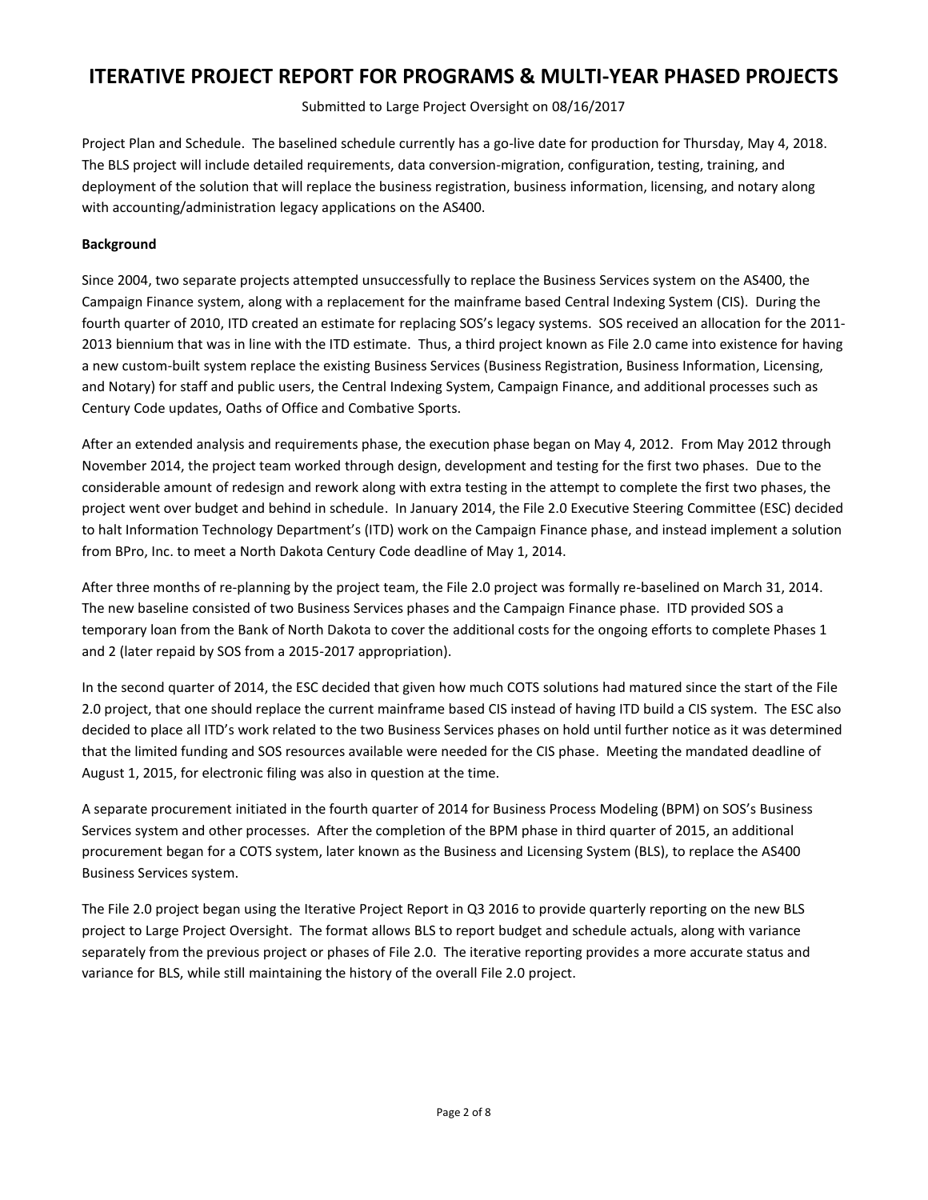Project Plan and Schedule. The baselined schedule currently has a go-live date for production for Thursday, May 4, 2018. The BLS project will include detailed requirements, data conversion-migration, configuration, testing, training, and deployment of the solution that will replace the business registration, business information, licensing, and notary along with accounting/administration legacy applications on the AS400.

**Background**

Since 2004, two separate projects attempted unsuccessfully to replace the Business Services system on the AS400, the Campaign Finance system, along with a replacement for the mainframe based Central Indexing System (CIS). During the fourth quarter of 2010, ITD created an estimate for replacing SOS's legacy systems. SOS received an allocation for the 2011-2013 biennium that was in line with the ITD estimate. Thus, a third project known as File 2.0 came into existence for having a new custom-built system replace the existing Business Services (Business Registration, Business Information, Licensing, and Notary) for staff and public users, the Central Indexing System, Campaign Finance, and additional processes such as Century Code updates, Oaths of Office and Combative Sports.

After an extended analysis and requirements phase, the execution phase began on May 4, 2012. From May 2012 through November 2014, the project team worked through design, development and testing for the first two phases. Due to the considerable amount of redesign and rework along with extra testing in the attempt to complete the first two phases, the project went over budget and behind in schedule. In January 2014, the File 2.0 Executive Steering Committee (ESC) decided to halt Information Technology Department's (ITD) work on the Campaign Finance phase, and instead implement a solution from BPro, Inc. to meet a North Dakota Century Code deadline of May 1, 2014.

After three months of re-planning by the project team, the File 2.0 project was formally re-baselined on March 31, 2014. The new baseline consisted of two Business Services phases and the Campaign Finance phase. ITD provided SOS a temporary loan from the Bank of North Dakota to cover the additional costs for the ongoing efforts to complete Phases 1 and 2 (later repaid by SOS from a 2015-2017 appropriation).

In the second quarter of 2014, the ESC decided that given how much COTS solutions had matured since the start of the File 2.0 project, that one should replace the current mainframe based CIS instead of having ITD build a CIS system. The ESC also decided to place all ITD's work related to the two Business Services phases on hold until further notice as it was determined that the limited funding and SOS resources available were needed for the CIS phase. Meeting the mandated deadline of August 1, 2015, for electronic filing was also in question at the time.

A separate procurement initiated in the fourth quarter of 2014 for Business Process Modeling (BPM) on SOS's Business Services system and other processes. After the completion of the BPM phase in third quarter of 2015, an additional procurement began for a COTS system, later known as the Business and Licensing System (BLS), to replace the AS400 Business Services system.

The File 2.0 project began using the Iterative Project Report in Q3 2016 to provide quarterly reporting on the new BLS project to Large Project Oversight. The format allows BLS to report budget and schedule actuals, along with variance separately from the previous project or phases of File 2.0. The iterative reporting provides a more accurate status and variance for BLS, while still maintaining the history of the overall File 2.0 project.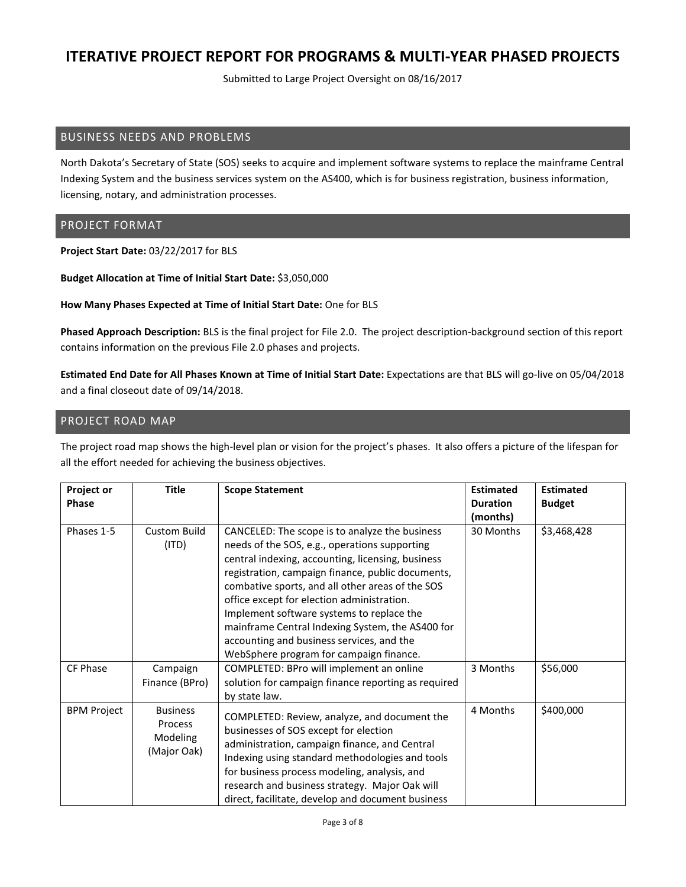# ITERATIVE PROJECT REPORT FOR PROGRAMS & MULTI-YEAR PHASED PROJECTS

Submitted to Large Project Oversight on 08/16/2017

## BUSINESS NEEDS AND PROBLEMS

North Dakota's Secretary of State (SOS) seeks to acquire and implement software systems to replace the mainframe Central Indexing System and the business services system on the AS400, which is for business registration, business information, licensing, notary, and administration processes.

## PROJECT FORMAT

**Project Start Date:** 03/22/2017 for BLS

**Budget Allocation at Time of Initial Start Date:** $3,050,000

**How Many Phases Expected at Time of Initial Start Date:** One for BLS

**Phased Approach Description:** BLS is the final project for File 2.0. The project description-background section of this report contains information on the previous File 2.0 phases and projects.

**Estimated End Date for All Phases Known at Time of Initial Start Date:** Expectations are that BLS will go-live on 05/04/2018 and a final closeout date of 09/14/2018.

## PROJECT ROAD MAP

The project road map shows the high-level plan or vision for the project's phases. It also offers a picture of the lifespan for all the effort needed for achieving the business objectives.

| Project or Phase | Title | Scope Statement | Estimated Duration (months) | Estimated Budget |
|---|---|---|---|---|
| Phases 1-5 | Custom Build (ITD) | CANCELED: The scope is to analyze the business needs of the SOS, e.g., operations supporting central indexing, accounting, licensing, business registration, campaign finance, public documents, combative sports, and all other areas of the SOS office except for election administration. Implement software systems to replace the mainframe Central Indexing System, the AS400 for accounting and business services, and the WebSphere program for campaign finance. | 30 Months | $3,468,428 |
| CF Phase | Campaign Finance (BPro) | COMPLETED: BPro will implement an online solution for campaign finance reporting as required by state law. | 3 Months | $56,000 |
| BPM Project | Business Process Modeling (Major Oak) | COMPLETED: Review, analyze, and document the businesses of SOS except for election administration, campaign finance, and Central Indexing using standard methodologies and tools for business process modeling, analysis, and research and business strategy. Major Oak will direct, facilitate, develop and document business | 4 Months | $400,000 |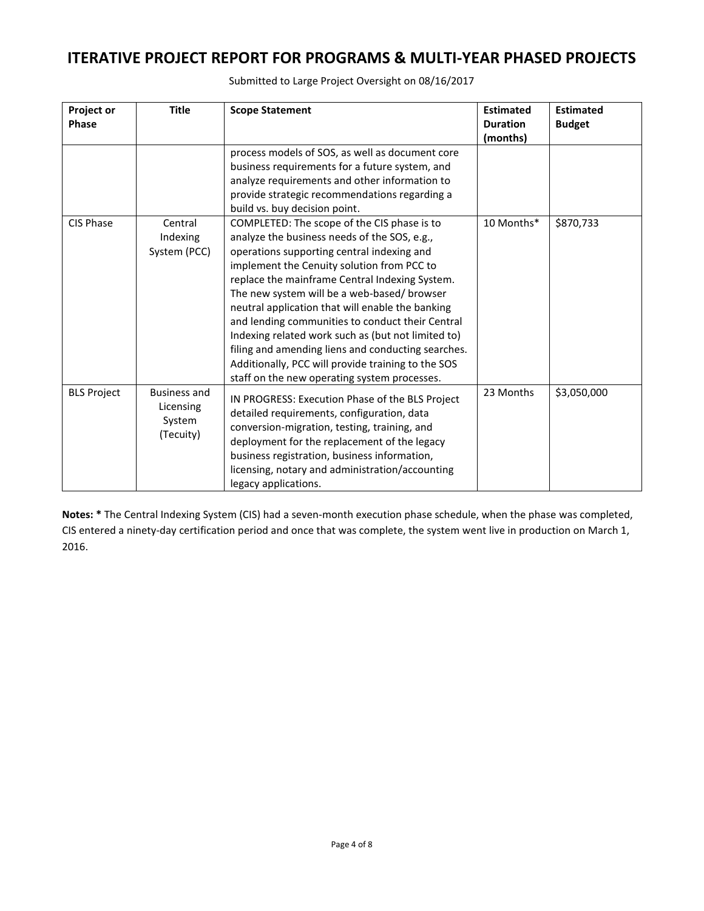# ITERATIVE PROJECT REPORT FOR PROGRAMS & MULTI-YEAR PHASED PROJECTS

Submitted to Large Project Oversight on 08/16/2017

| Project or Phase | Title | Scope Statement | Estimated Duration (months) | Estimated Budget |
|---|---|---|---|---|
| | | process models of SOS, as well as document core business requirements for a future system, and analyze requirements and other information to provide strategic recommendations regarding a build vs. buy decision point. | | |
| CIS Phase | Central Indexing System (PCC) | COMPLETED: The scope of the CIS phase is to analyze the business needs of the SOS, e.g., operations supporting central indexing and implement the Cenuity solution from PCC to replace the mainframe Central Indexing System. The new system will be a web-based/ browser neutral application that will enable the banking and lending communities to conduct their Central Indexing related work such as (but not limited to) filing and amending liens and conducting searches. Additionally, PCC will provide training to the SOS staff on the new operating system processes. | 10 Months* | $870,733 |
| BLS Project | Business and Licensing System (Tecuity) | IN PROGRESS: Execution Phase of the BLS Project detailed requirements, configuration, data conversion-migration, testing, training, and deployment for the replacement of the legacy business registration, business information, licensing, notary and administration/accounting legacy applications. | 23 Months | $3,050,000 |

**Notes: *** The Central Indexing System (CIS) had a seven-month execution phase schedule, when the phase was completed, CIS entered a ninety-day certification period and once that was complete, the system went live in production on March 1, 2016.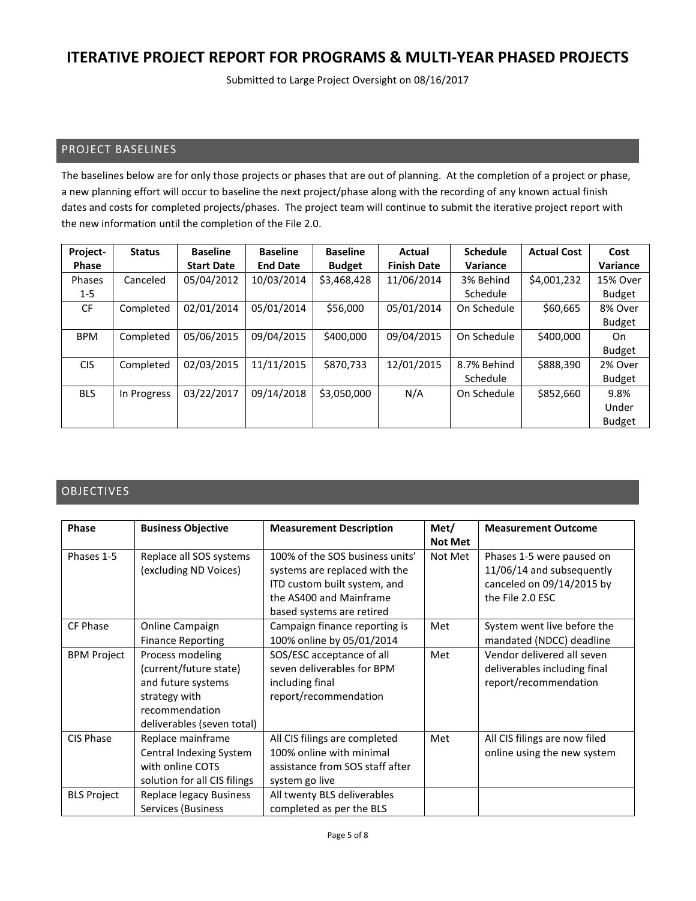# ITERATIVE PROJECT REPORT FOR PROGRAMS & MULTI-YEAR PHASED PROJECTS

Submitted to Large Project Oversight on 08/16/2017

## PROJECT BASELINES

The baselines below are for only those projects or phases that are out of planning. At the completion of a project or phase, a new planning effort will occur to baseline the next project/phase along with the recording of any known actual finish dates and costs for completed projects/phases. The project team will continue to submit the iterative project report with the new information until the completion of the File 2.0.

| Project-Phase | Status | Baseline Start Date | Baseline End Date | Baseline Budget | Actual Finish Date | Schedule Variance | Actual Cost | Cost Variance |
|---|---|---|---|---|---|---|---|---|
| Phases 1-5 | Canceled | 05/04/2012 | 10/03/2014 | $3,468,428 | 11/06/2014 | 3% Behind Schedule | $4,001,232 | 15% Over Budget |
| CF | Completed | 02/01/2014 | 05/01/2014 | $56,000 | 05/01/2014 | On Schedule | $60,665 | 8% Over Budget |
| BPM | Completed | 05/06/2015 | 09/04/2015 | $400,000 | 09/04/2015 | On Schedule | $400,000 | On Budget |
| CIS | Completed | 02/03/2015 | 11/11/2015 | $870,733 | 12/01/2015 | 8.7% Behind Schedule | $888,390 | 2% Over Budget |
| BLS | In Progress | 03/22/2017 | 09/14/2018 | $3,050,000 | N/A | On Schedule | $852,660 | 9.8% Under Budget |

## OBJECTIVES

| Phase | Business Objective | Measurement Description | Met/ Not Met | Measurement Outcome |
|---|---|---|---|---|
| Phases 1-5 | Replace all SOS systems (excluding ND Voices) | 100% of the SOS business units' systems are replaced with the ITD custom built system, and the AS400 and Mainframe based systems are retired | Not Met | Phases 1-5 were paused on 11/06/14 and subsequently canceled on 09/14/2015 by the File 2.0 ESC |
| CF Phase | Online Campaign Finance Reporting | Campaign finance reporting is 100% online by 05/01/2014 | Met | System went live before the mandated (NDCC) deadline |
| BPM Project | Process modeling (current/future state) and future systems strategy with recommendation deliverables (seven total) | SOS/ESC acceptance of all seven deliverables for BPM including final report/recommendation | Met | Vendor delivered all seven deliverables including final report/recommendation |
| CIS Phase | Replace mainframe Central Indexing System with online COTS solution for all CIS filings | All CIS filings are completed 100% online with minimal assistance from SOS staff after system go live | Met | All CIS filings are now filed online using the new system |
| BLS Project | Replace legacy Business Services (Business | All twenty BLS deliverables completed as per the BLS | | |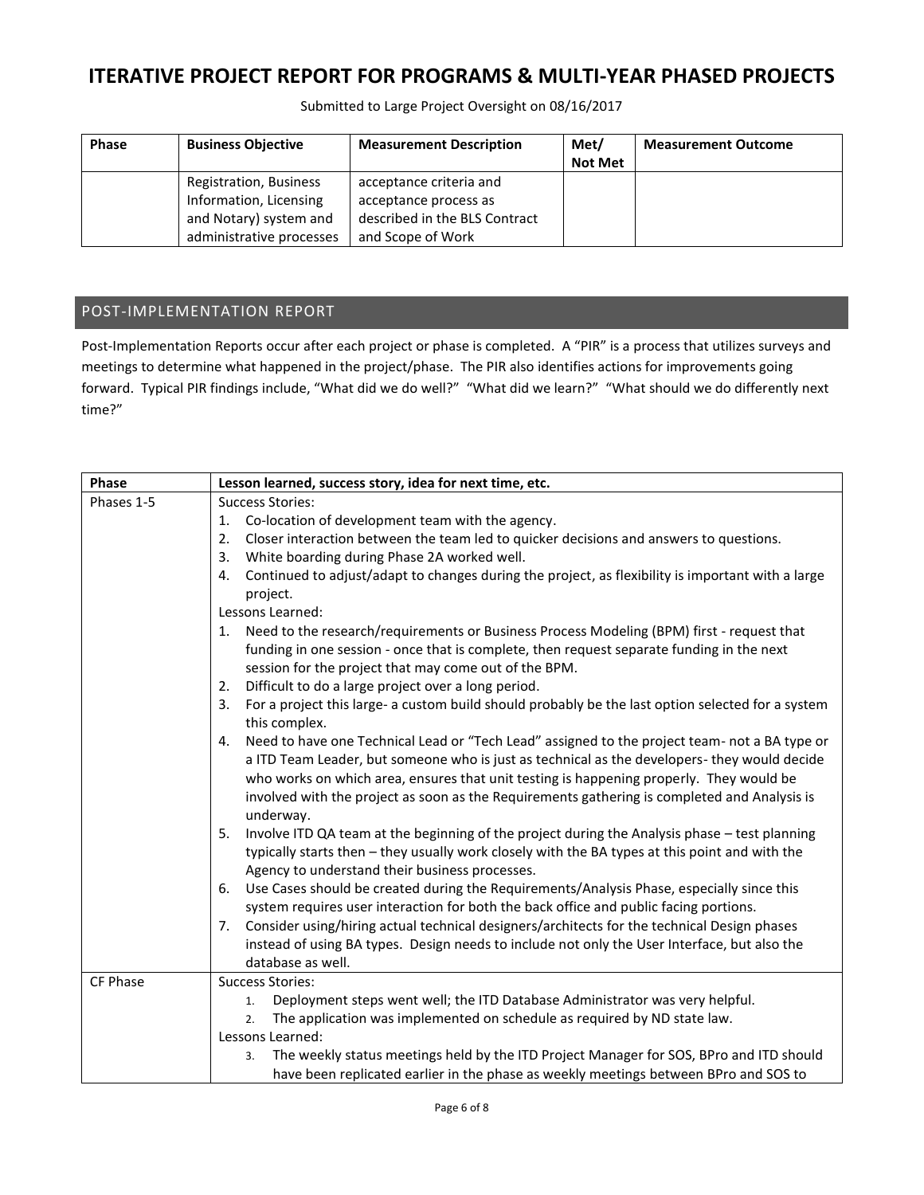| Phase | Business Objective | Measurement Description | Met/ Not Met | Measurement Outcome |
|---|---|---|---|---|
| | Registration, Business Information, Licensing and Notary) system and administrative processes | acceptance criteria and acceptance process as described in the BLS Contract and Scope of Work | | |

## POST-IMPLEMENTATION REPORT

Post-Implementation Reports occur after each project or phase is completed. A "PIR" is a process that utilizes surveys and meetings to determine what happened in the project/phase. The PIR also identifies actions for improvements going forward. Typical PIR findings include, "What did we do well?" "What did we learn?" "What should we do differently next time?"

| Phase | Lesson learned, success story, idea for next time, etc. |
|---|---|
| Phases 1-5 | Success Stories:<br>1. Co-location of development team with the agency.<br>2. Closer interaction between the team led to quicker decisions and answers to questions.<br>3. White boarding during Phase 2A worked well.<br>4. Continued to adjust/adapt to changes during the project, as flexibility is important with a large project.<br>Lessons Learned:<br>1. Need to the research/requirements or Business Process Modeling (BPM) first - request that funding in one session - once that is complete, then request separate funding in the next session for the project that may come out of the BPM.<br>2. Difficult to do a large project over a long period.<br>3. For a project this large- a custom build should probably be the last option selected for a system this complex.<br>4. Need to have one Technical Lead or "Tech Lead" assigned to the project team- not a BA type or a ITD Team Leader, but someone who is just as technical as the developers- they would decide who works on which area, ensures that unit testing is happening properly. They would be involved with the project as soon as the Requirements gathering is completed and Analysis is underway.<br>5. Involve ITD QA team at the beginning of the project during the Analysis phase – test planning typically starts then – they usually work closely with the BA types at this point and with the Agency to understand their business processes.<br>6. Use Cases should be created during the Requirements/Analysis Phase, especially since this system requires user interaction for both the back office and public facing portions.<br>7. Consider using/hiring actual technical designers/architects for the technical Design phases instead of using BA types. Design needs to include not only the User Interface, but also the database as well. |
| CF Phase | Success Stories:<br>1. Deployment steps went well; the ITD Database Administrator was very helpful.<br>2. The application was implemented on schedule as required by ND state law.<br>Lessons Learned:<br>3. The weekly status meetings held by the ITD Project Manager for SOS, BPro and ITD should have been replicated earlier in the phase as weekly meetings between BPro and SOS to |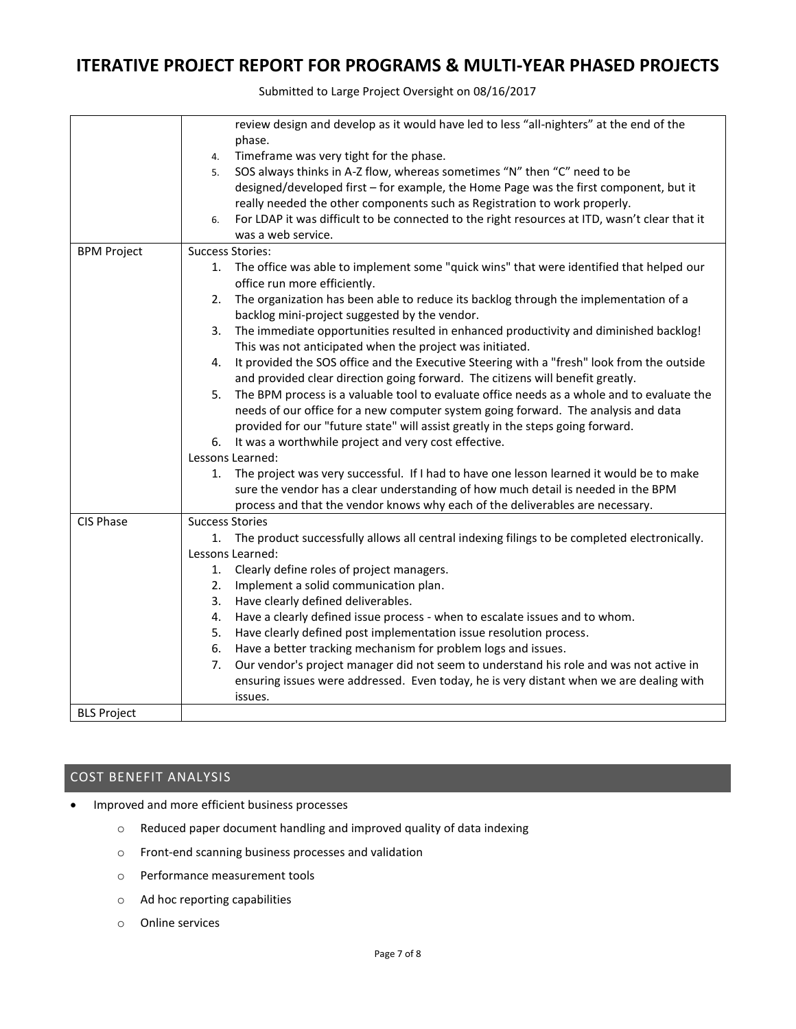| | |
|---|---|
| | review design and develop as it would have led to less "all-nighters" at the end of the phase.<br>4. Timeframe was very tight for the phase.<br>5. SOS always thinks in A-Z flow, whereas sometimes "N" then "C" need to be designed/developed first – for example, the Home Page was the first component, but it really needed the other components such as Registration to work properly.<br>6. For LDAP it was difficult to be connected to the right resources at ITD, wasn't clear that it was a web service. |
| BPM Project | Success Stories:<br>1. The office was able to implement some "quick wins" that were identified that helped our office run more efficiently.<br>2. The organization has been able to reduce its backlog through the implementation of a backlog mini-project suggested by the vendor.<br>3. The immediate opportunities resulted in enhanced productivity and diminished backlog! This was not anticipated when the project was initiated.<br>4. It provided the SOS office and the Executive Steering with a "fresh" look from the outside and provided clear direction going forward. The citizens will benefit greatly.<br>5. The BPM process is a valuable tool to evaluate office needs as a whole and to evaluate the needs of our office for a new computer system going forward. The analysis and data provided for our "future state" will assist greatly in the steps going forward.<br>6. It was a worthwhile project and very cost effective.<br>Lessons Learned:<br>1. The project was very successful. If I had to have one lesson learned it would be to make sure the vendor has a clear understanding of how much detail is needed in the BPM process and that the vendor knows why each of the deliverables are necessary. |
| CIS Phase | Success Stories<br>1. The product successfully allows all central indexing filings to be completed electronically.<br>Lessons Learned:<br>1. Clearly define roles of project managers.<br>2. Implement a solid communication plan.<br>3. Have clearly defined deliverables.<br>4. Have a clearly defined issue process - when to escalate issues and to whom.<br>5. Have clearly defined post implementation issue resolution process.<br>6. Have a better tracking mechanism for problem logs and issues.<br>7. Our vendor's project manager did not seem to understand his role and was not active in ensuring issues were addressed. Even today, he is very distant when we are dealing with issues. |
| BLS Project | |

## COST BENEFIT ANALYSIS

- Improved and more efficient business processes
  - Reduced paper document handling and improved quality of data indexing
  - Front-end scanning business processes and validation
  - Performance measurement tools
  - Ad hoc reporting capabilities
  - Online services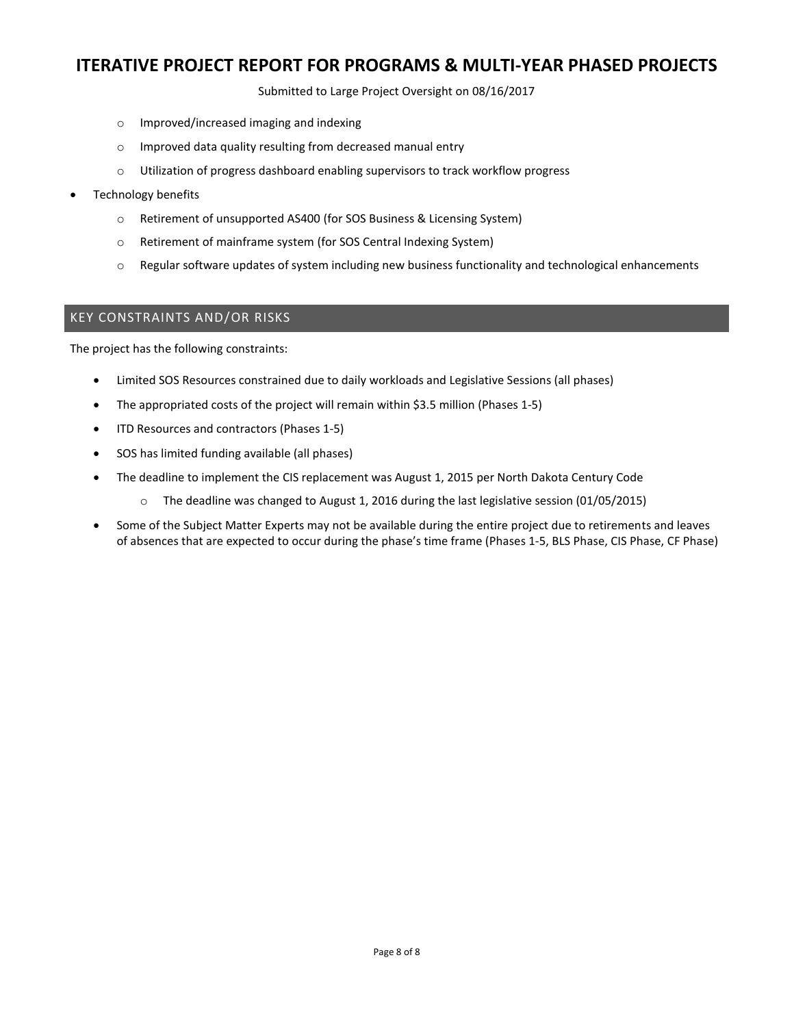- Improved/increased imaging and indexing
  - Improved data quality resulting from decreased manual entry
  - Utilization of progress dashboard enabling supervisors to track workflow progress
- Technology benefits
  - Retirement of unsupported AS400 (for SOS Business & Licensing System)
  - Retirement of mainframe system (for SOS Central Indexing System)
  - Regular software updates of system including new business functionality and technological enhancements

## KEY CONSTRAINTS AND/OR RISKS

The project has the following constraints:

- Limited SOS Resources constrained due to daily workloads and Legislative Sessions (all phases)
- The appropriated costs of the project will remain within $3.5 million (Phases 1-5)
- ITD Resources and contractors (Phases 1-5)
- SOS has limited funding available (all phases)
- The deadline to implement the CIS replacement was August 1, 2015 per North Dakota Century Code
  - The deadline was changed to August 1, 2016 during the last legislative session (01/05/2015)
- Some of the Subject Matter Experts may not be available during the entire project due to retirements and leaves of absences that are expected to occur during the phase's time frame (Phases 1-5, BLS Phase, CIS Phase, CF Phase)